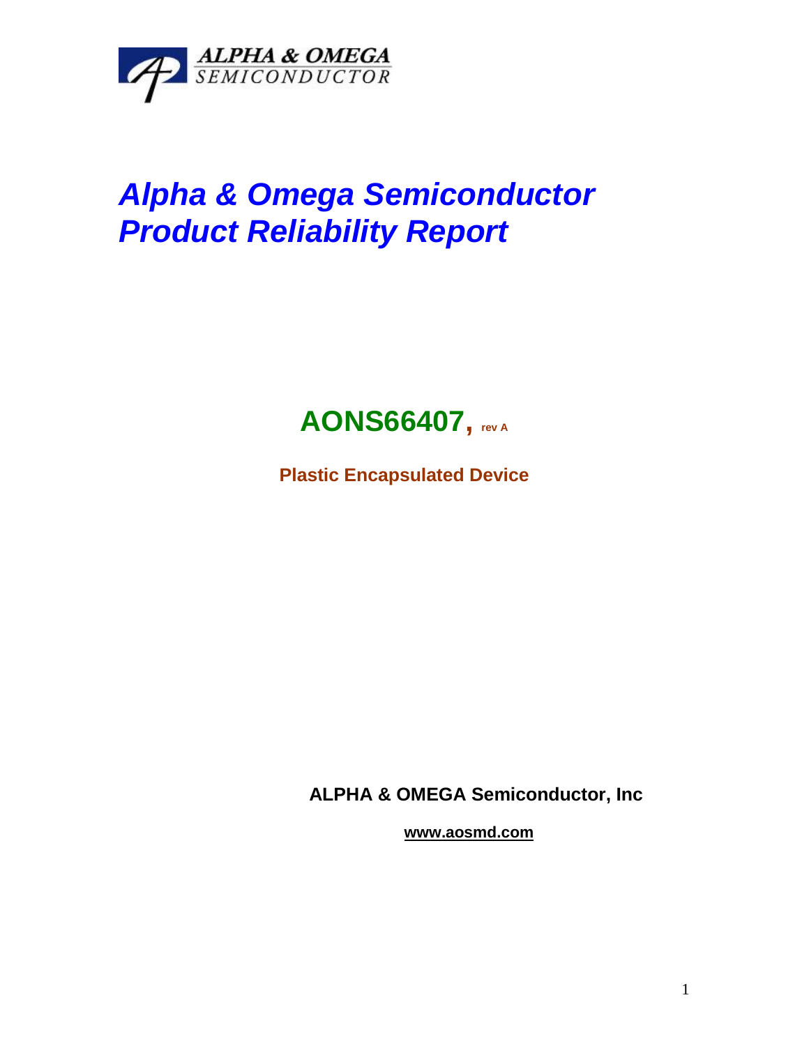ALPHA & OMEGA
SEMICONDUCTOR

# *Alpha & Omega Semiconductor Product Reliability Report*

## AONS66407, rev A

**Plastic Encapsulated Device**

**ALPHA & OMEGA Semiconductor, Inc**

**www.aosmd.com**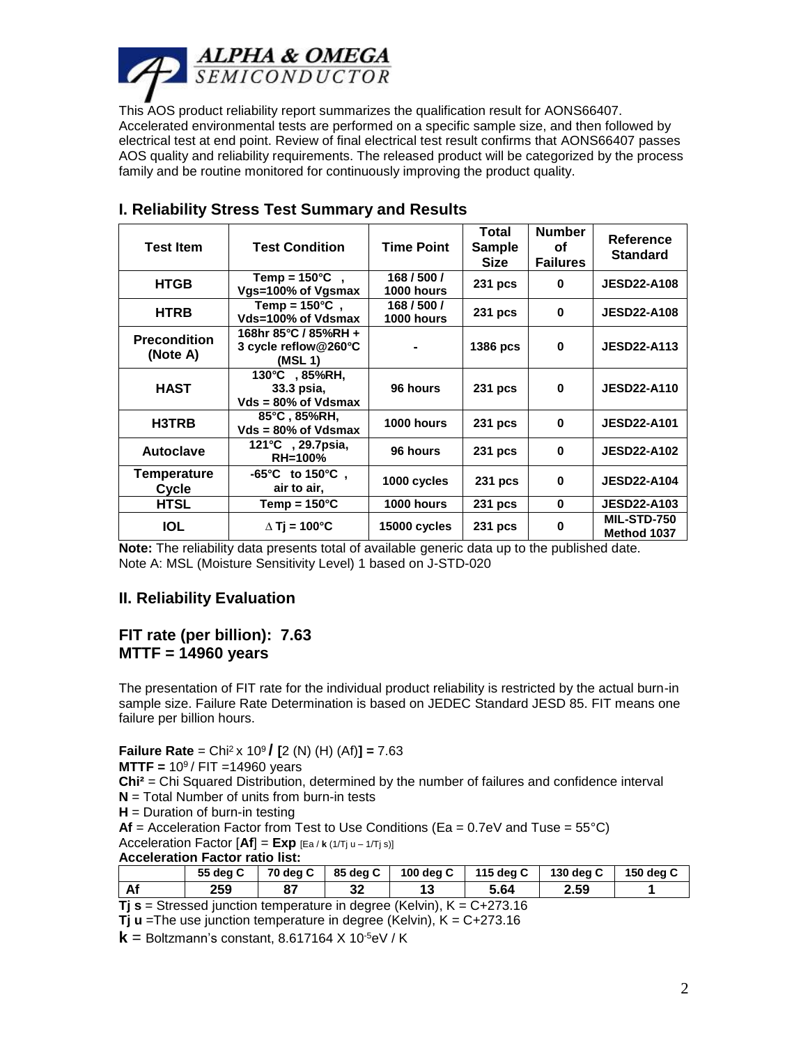This AOS product reliability report summarizes the qualification result for AONS66407. Accelerated environmental tests are performed on a specific sample size, and then followed by electrical test at end point. Review of final electrical test result confirms that AONS66407 passes AOS quality and reliability requirements. The released product will be categorized by the process family and be routine monitored for continuously improving the product quality.

## I. Reliability Stress Test Summary and Results

| Test Item | Test Condition | Time Point | Total Sample Size | Number of Failures | Reference Standard |
|---|---|---|---|---|---|
| **HTGB** | **Temp = 150°C , Vgs=100% of Vgsmax** | **168 / 500 / 1000 hours** | **231 pcs** | **0** | **JESD22-A108** |
| **HTRB** | **Temp = 150°C , Vds=100% of Vdsmax** | **168 / 500 / 1000 hours** | **231 pcs** | **0** | **JESD22-A108** |
| **Precondition (Note A)** | **168hr 85°C / 85%RH + 3 cycle reflow@260°C (MSL 1)** | **-** | **1386 pcs** | **0** | **JESD22-A113** |
| **HAST** | **130°C , 85%RH, 33.3 psia, Vds = 80% of Vdsmax** | **96 hours** | **231 pcs** | **0** | **JESD22-A110** |
| **H3TRB** | **85°C , 85%RH, Vds = 80% of Vdsmax** | **1000 hours** | **231 pcs** | **0** | **JESD22-A101** |
| **Autoclave** | **121°C , 29.7psia, RH=100%** | **96 hours** | **231 pcs** | **0** | **JESD22-A102** |
| **Temperature Cycle** | **-65°C to 150°C , air to air,** | **1000 cycles** | **231 pcs** | **0** | **JESD22-A104** |
| **HTSL** | **Temp = 150°C** | **1000 hours** | **231 pcs** | **0** | **JESD22-A103** |
| **IOL** | **$\Delta$ Tj = 100°C** | **15000 cycles** | **231 pcs** | **0** | **MIL-STD-750 Method 1037** |

**Note:** The reliability data presents total of available generic data up to the published date.
Note A: MSL (Moisture Sensitivity Level) 1 based on J-STD-020

## II. Reliability Evaluation

### FIT rate (per billion): 7.63
### MTTF = 14960 years

The presentation of FIT rate for the individual product reliability is restricted by the actual burn-in sample size. Failure Rate Determination is based on JEDEC Standard JESD 85. FIT means one failure per billion hours.

**Failure Rate** = $Chi^2 \times 10^9$ **/ [**2 (N) (H) (Af)**] =** 7.63
**MTTF =** $10^9$ / FIT =14960 years
**Chi²** = Chi Squared Distribution, determined by the number of failures and confidence interval
**N** = Total Number of units from burn-in tests
**H** = Duration of burn-in testing
**Af** = Acceleration Factor from Test to Use Conditions (Ea = 0.7eV and Tuse = 55°C)
Acceleration Factor [**Af**] = **Exp** $[Ea / k (1/Tj\ u - 1/Tj\ s)]$
**Acceleration Factor ratio list:**

| | 55 deg C | 70 deg C | 85 deg C | 100 deg C | 115 deg C | 130 deg C | 150 deg C |
|---|---|---|---|---|---|---|---|
| **Af** | **259** | **87** | **32** | **13** | **5.64** | **2.59** | **1** |

**Tj s** = Stressed junction temperature in degree (Kelvin), K = C+273.16
**Tj u** =The use junction temperature in degree (Kelvin), K = C+273.16
**k** = Boltzmann's constant, 8.617164 X $10^{-5}$eV / K